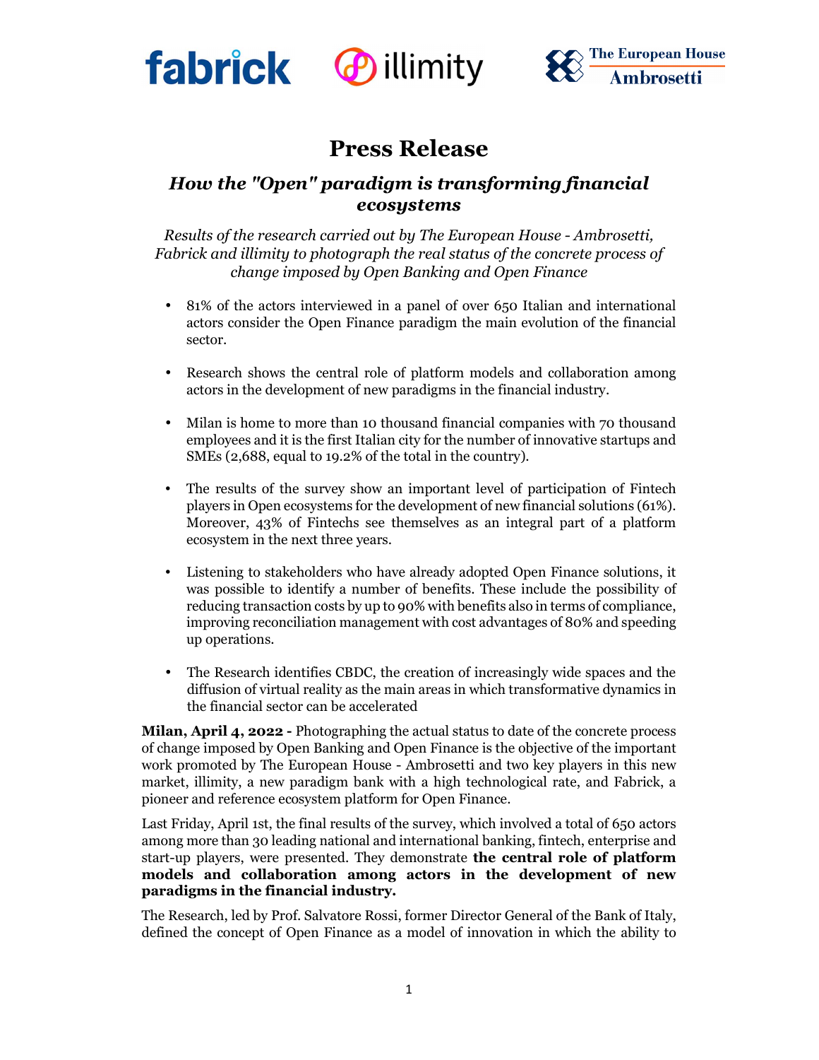# Press Release

## *How the "Open" paradigm is transforming financial ecosystems*

*Results of the research carried out by The European House - Ambrosetti, Fabrick and illimity to photograph the real status of the concrete process of change imposed by Open Banking and Open Finance*

- 81% of the actors interviewed in a panel of over 650 Italian and international actors consider the Open Finance paradigm the main evolution of the financial sector.
- Research shows the central role of platform models and collaboration among actors in the development of new paradigms in the financial industry.
- Milan is home to more than 10 thousand financial companies with 70 thousand employees and it is the first Italian city for the number of innovative startups and SMEs (2,688, equal to 19.2% of the total in the country).
- The results of the survey show an important level of participation of Fintech players in Open ecosystems for the development of new financial solutions (61%). Moreover, 43% of Fintechs see themselves as an integral part of a platform ecosystem in the next three years.
- Listening to stakeholders who have already adopted Open Finance solutions, it was possible to identify a number of benefits. These include the possibility of reducing transaction costs by up to 90% with benefits also in terms of compliance, improving reconciliation management with cost advantages of 80% and speeding up operations.
- The Research identifies CBDC, the creation of increasingly wide spaces and the diffusion of virtual reality as the main areas in which transformative dynamics in the financial sector can be accelerated

**Milan, April 4, 2022 -** Photographing the actual status to date of the concrete process of change imposed by Open Banking and Open Finance is the objective of the important work promoted by The European House - Ambrosetti and two key players in this new market, illimity, a new paradigm bank with a high technological rate, and Fabrick, a pioneer and reference ecosystem platform for Open Finance.

Last Friday, April 1st, the final results of the survey, which involved a total of 650 actors among more than 30 leading national and international banking, fintech, enterprise and start-up players, were presented. They demonstrate **the central role of platform models and collaboration among actors in the development of new paradigms in the financial industry.**

The Research, led by Prof. Salvatore Rossi, former Director General of the Bank of Italy, defined the concept of Open Finance as a model of innovation in which the ability to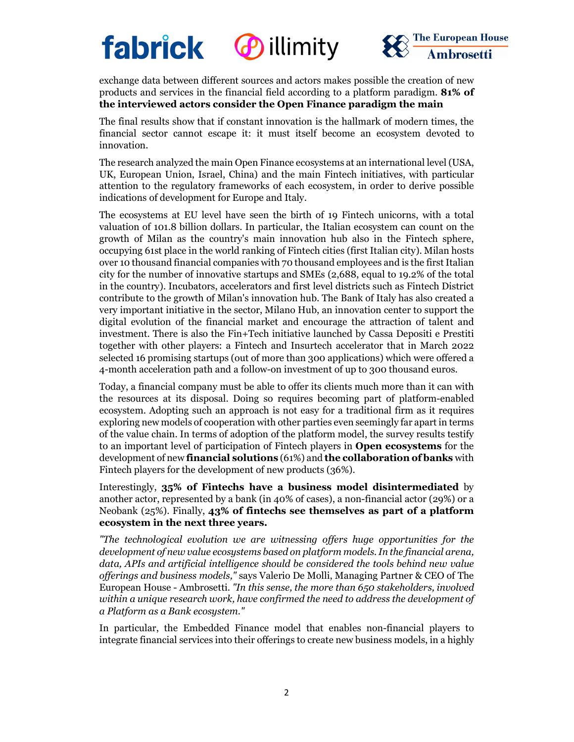exchange data between different sources and actors makes possible the creation of new products and services in the financial field according to a platform paradigm. **81% of the interviewed actors consider the Open Finance paradigm the main**

The final results show that if constant innovation is the hallmark of modern times, the financial sector cannot escape it: it must itself become an ecosystem devoted to innovation.

The research analyzed the main Open Finance ecosystems at an international level (USA, UK, European Union, Israel, China) and the main Fintech initiatives, with particular attention to the regulatory frameworks of each ecosystem, in order to derive possible indications of development for Europe and Italy.

The ecosystems at EU level have seen the birth of 19 Fintech unicorns, with a total valuation of 101.8 billion dollars. In particular, the Italian ecosystem can count on the growth of Milan as the country's main innovation hub also in the Fintech sphere, occupying 61st place in the world ranking of Fintech cities (first Italian city). Milan hosts over 10 thousand financial companies with 70 thousand employees and is the first Italian city for the number of innovative startups and SMEs (2,688, equal to 19.2% of the total in the country). Incubators, accelerators and first level districts such as Fintech District contribute to the growth of Milan's innovation hub. The Bank of Italy has also created a very important initiative in the sector, Milano Hub, an innovation center to support the digital evolution of the financial market and encourage the attraction of talent and investment. There is also the Fin+Tech initiative launched by Cassa Depositi e Prestiti together with other players: a Fintech and Insurtech accelerator that in March 2022 selected 16 promising startups (out of more than 300 applications) which were offered a 4-month acceleration path and a follow-on investment of up to 300 thousand euros.

Today, a financial company must be able to offer its clients much more than it can with the resources at its disposal. Doing so requires becoming part of platform-enabled ecosystem. Adopting such an approach is not easy for a traditional firm as it requires exploring new models of cooperation with other parties even seemingly far apart in terms of the value chain. In terms of adoption of the platform model, the survey results testify to an important level of participation of Fintech players in **Open ecosystems** for the development of new **financial solutions** (61%) and **the collaboration of banks** with Fintech players for the development of new products (36%).

Interestingly, **35% of Fintechs have a business model disintermediated** by another actor, represented by a bank (in 40% of cases), a non-financial actor (29%) or a Neobank (25%). Finally, **43% of fintechs see themselves as part of a platform ecosystem in the next three years.**

*"The technological evolution we are witnessing offers huge opportunities for the development of new value ecosystems based on platform models. In the financial arena, data, APIs and artificial intelligence should be considered the tools behind new value offerings and business models,"* says Valerio De Molli, Managing Partner & CEO of The European House - Ambrosetti. *"In this sense, the more than 650 stakeholders, involved within a unique research work, have confirmed the need to address the development of a Platform as a Bank ecosystem."*

In particular, the Embedded Finance model that enables non-financial players to integrate financial services into their offerings to create new business models, in a highly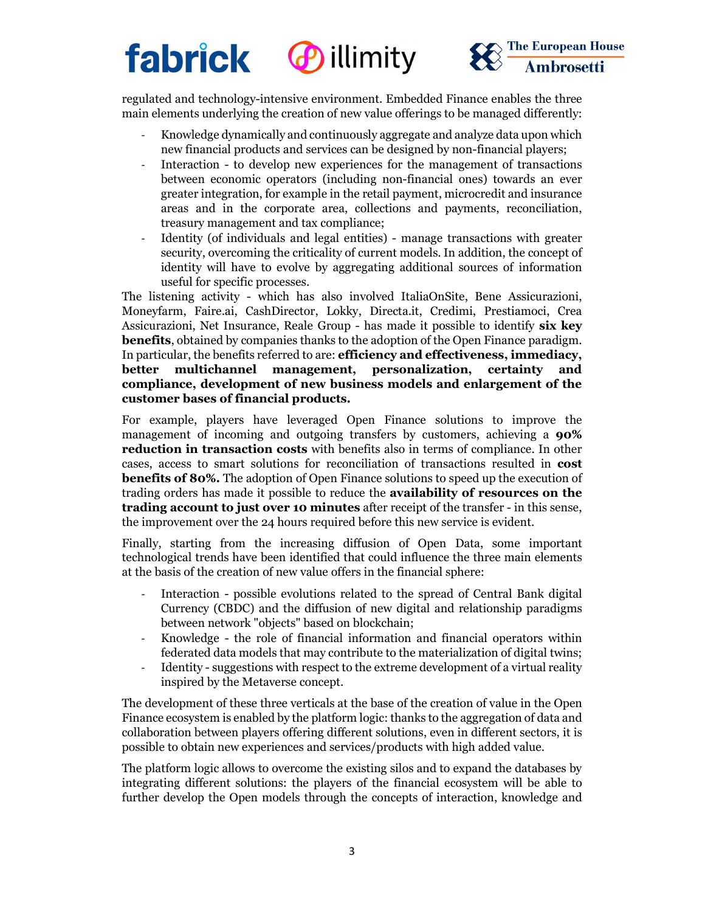regulated and technology-intensive environment. Embedded Finance enables the three main elements underlying the creation of new value offerings to be managed differently:

- Knowledge dynamically and continuously aggregate and analyze data upon which new financial products and services can be designed by non-financial players;
- Interaction - to develop new experiences for the management of transactions between economic operators (including non-financial ones) towards an ever greater integration, for example in the retail payment, microcredit and insurance areas and in the corporate area, collections and payments, reconciliation, treasury management and tax compliance;
- Identity (of individuals and legal entities) - manage transactions with greater security, overcoming the criticality of current models. In addition, the concept of identity will have to evolve by aggregating additional sources of information useful for specific processes.

The listening activity - which has also involved ItaliaOnSite, Bene Assicurazioni, Moneyfarm, Faire.ai, CashDirector, Lokky, Directa.it, Credimi, Prestiamoci, Crea Assicurazioni, Net Insurance, Reale Group - has made it possible to identify **six key benefits**, obtained by companies thanks to the adoption of the Open Finance paradigm. In particular, the benefits referred to are: **efficiency and effectiveness, immediacy, better multichannel management, personalization, certainty and compliance, development of new business models and enlargement of the customer bases of financial products.**

For example, players have leveraged Open Finance solutions to improve the management of incoming and outgoing transfers by customers, achieving a **90% reduction in transaction costs** with benefits also in terms of compliance. In other cases, access to smart solutions for reconciliation of transactions resulted in **cost benefits of 80%.** The adoption of Open Finance solutions to speed up the execution of trading orders has made it possible to reduce the **availability of resources on the trading account to just over 10 minutes** after receipt of the transfer - in this sense, the improvement over the 24 hours required before this new service is evident.

Finally, starting from the increasing diffusion of Open Data, some important technological trends have been identified that could influence the three main elements at the basis of the creation of new value offers in the financial sphere:

- Interaction - possible evolutions related to the spread of Central Bank digital Currency (CBDC) and the diffusion of new digital and relationship paradigms between network "objects" based on blockchain;
- Knowledge - the role of financial information and financial operators within federated data models that may contribute to the materialization of digital twins;
- Identity - suggestions with respect to the extreme development of a virtual reality inspired by the Metaverse concept.

The development of these three verticals at the base of the creation of value in the Open Finance ecosystem is enabled by the platform logic: thanks to the aggregation of data and collaboration between players offering different solutions, even in different sectors, it is possible to obtain new experiences and services/products with high added value.

The platform logic allows to overcome the existing silos and to expand the databases by integrating different solutions: the players of the financial ecosystem will be able to further develop the Open models through the concepts of interaction, knowledge and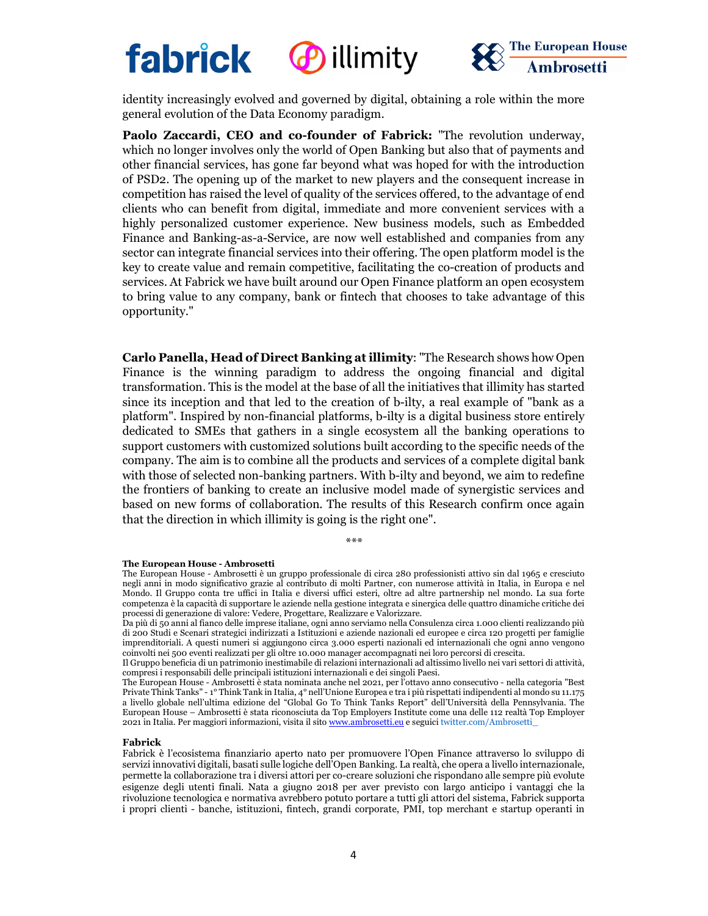identity increasingly evolved and governed by digital, obtaining a role within the more general evolution of the Data Economy paradigm.

**Paolo Zaccardi, CEO and co-founder of Fabrick:** "The revolution underway, which no longer involves only the world of Open Banking but also that of payments and other financial services, has gone far beyond what was hoped for with the introduction of PSD2. The opening up of the market to new players and the consequent increase in competition has raised the level of quality of the services offered, to the advantage of end clients who can benefit from digital, immediate and more convenient services with a highly personalized customer experience. New business models, such as Embedded Finance and Banking-as-a-Service, are now well established and companies from any sector can integrate financial services into their offering. The open platform model is the key to create value and remain competitive, facilitating the co-creation of products and services. At Fabrick we have built around our Open Finance platform an open ecosystem to bring value to any company, bank or fintech that chooses to take advantage of this opportunity."

**Carlo Panella, Head of Direct Banking at illimity**: "The Research shows how Open Finance is the winning paradigm to address the ongoing financial and digital transformation. This is the model at the base of all the initiatives that illimity has started since its inception and that led to the creation of b-ilty, a real example of "bank as a platform". Inspired by non-financial platforms, b-ilty is a digital business store entirely dedicated to SMEs that gathers in a single ecosystem all the banking operations to support customers with customized solutions built according to the specific needs of the company. The aim is to combine all the products and services of a complete digital bank with those of selected non-banking partners. With b-ilty and beyond, we aim to redefine the frontiers of banking to create an inclusive model made of synergistic services and based on new forms of collaboration. The results of this Research confirm once again that the direction in which illimity is going is the right one".

***

**The European House - Ambrosetti**
The European House - Ambrosetti è un gruppo professionale di circa 280 professionisti attivo sin dal 1965 e cresciuto negli anni in modo significativo grazie al contributo di molti Partner, con numerose attività in Italia, in Europa e nel Mondo. Il Gruppo conta tre uffici in Italia e diversi uffici esteri, oltre ad altre partnership nel mondo. La sua forte competenza è la capacità di supportare le aziende nella gestione integrata e sinergica delle quattro dinamiche critiche dei processi di generazione di valore: Vedere, Progettare, Realizzare e Valorizzare.
Da più di 50 anni al fianco delle imprese italiane, ogni anno serviamo nella Consulenza circa 1.000 clienti realizzando più di 200 Studi e Scenari strategici indirizzati a Istituzioni e aziende nazionali ed europee e circa 120 progetti per famiglie imprenditoriali. A questi numeri si aggiungono circa 3.000 esperti nazionali ed internazionali che ogni anno vengono coinvolti nei 500 eventi realizzati per gli oltre 10.000 manager accompagnati nei loro percorsi di crescita.
Il Gruppo beneficia di un patrimonio inestimabile di relazioni internazionali ad altissimo livello nei vari settori di attività, compresi i responsabili delle principali istituzioni internazionali e dei singoli Paesi.
The European House - Ambrosetti è stata nominata anche nel 2021, per l'ottavo anno consecutivo - nella categoria "Best Private Think Tanks" - 1° Think Tank in Italia, 4° nell'Unione Europea e tra i più rispettati indipendenti al mondo su 11.175 a livello globale nell'ultima edizione del "Global Go To Think Tanks Report" dell'Università della Pennsylvania. The European House – Ambrosetti è stata riconosciuta da Top Employers Institute come una delle 112 realtà Top Employer 2021 in Italia. Per maggiori informazioni, visita il sito www.ambrosetti.eu e seguici twitter.com/Ambrosetti_

**Fabrick**
Fabrick è l'ecosistema finanziario aperto nato per promuovere l'Open Finance attraverso lo sviluppo di servizi innovativi digitali, basati sulle logiche dell'Open Banking. La realtà, che opera a livello internazionale, permette la collaborazione tra i diversi attori per co-creare soluzioni che rispondano alle sempre più evolute esigenze degli utenti finali. Nata a giugno 2018 per aver previsto con largo anticipo i vantaggi che la rivoluzione tecnologica e normativa avrebbero potuto portare a tutti gli attori del sistema, Fabrick supporta i propri clienti - banche, istituzioni, fintech, grandi corporate, PMI, top merchant e startup operanti in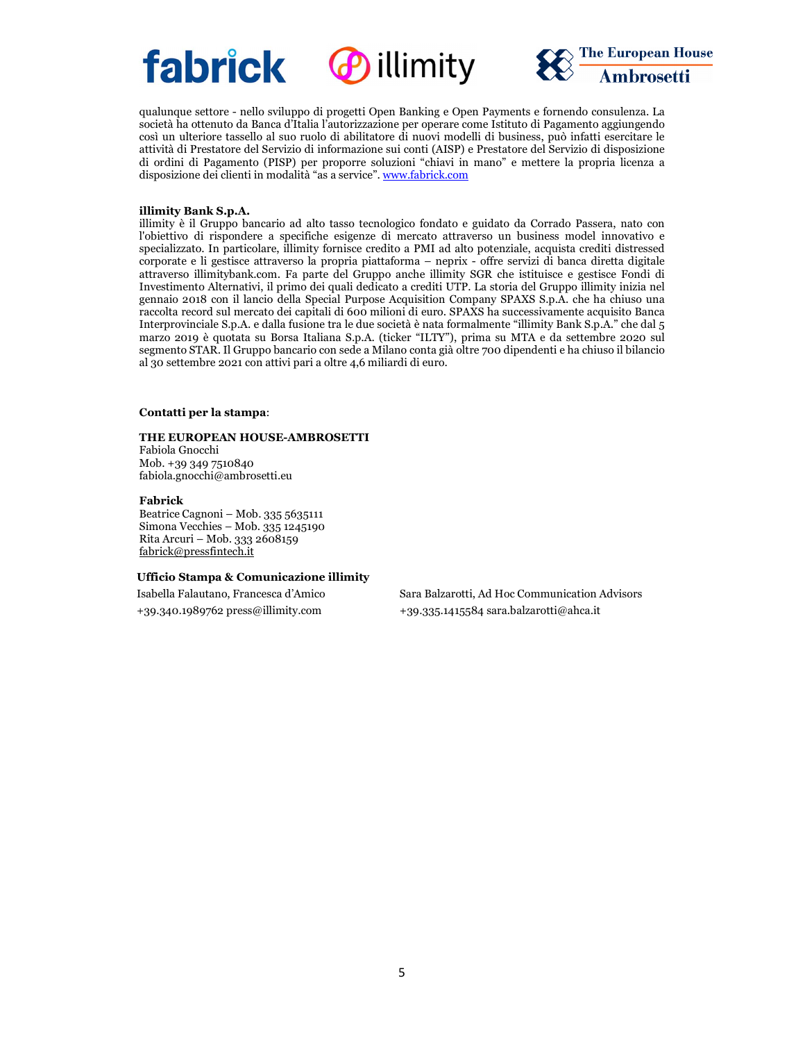qualunque settore - nello sviluppo di progetti Open Banking e Open Payments e fornendo consulenza. La società ha ottenuto da Banca d'Italia l'autorizzazione per operare come Istituto di Pagamento aggiungendo così un ulteriore tassello al suo ruolo di abilitatore di nuovi modelli di business, può infatti esercitare le attività di Prestatore del Servizio di informazione sui conti (AISP) e Prestatore del Servizio di disposizione di ordini di Pagamento (PISP) per proporre soluzioni "chiavi in mano" e mettere la propria licenza a disposizione dei clienti in modalità "as a service". [www.fabrick.com](http://www.fabrick.com)

**illimity Bank S.p.A.**

illimity è il Gruppo bancario ad alto tasso tecnologico fondato e guidato da Corrado Passera, nato con l'obiettivo di rispondere a specifiche esigenze di mercato attraverso un business model innovativo e specializzato. In particolare, illimity fornisce credito a PMI ad alto potenziale, acquista crediti distressed corporate e li gestisce attraverso la propria piattaforma – neprix - offre servizi di banca diretta digitale attraverso illimitybank.com. Fa parte del Gruppo anche illimity SGR che istituisce e gestisce Fondi di Investimento Alternativi, il primo dei quali dedicato a crediti UTP. La storia del Gruppo illimity inizia nel gennaio 2018 con il lancio della Special Purpose Acquisition Company SPAXS S.p.A. che ha chiuso una raccolta record sul mercato dei capitali di 600 milioni di euro. SPAXS ha successivamente acquisito Banca Interprovinciale S.p.A. e dalla fusione tra le due società è nata formalmente "illimity Bank S.p.A." che dal 5 marzo 2019 è quotata su Borsa Italiana S.p.A. (ticker "ILTY"), prima su MTA e da settembre 2020 sul segmento STAR. Il Gruppo bancario con sede a Milano conta già oltre 700 dipendenti e ha chiuso il bilancio al 30 settembre 2021 con attivi pari a oltre 4,6 miliardi di euro.

**Contatti per la stampa**:

**THE EUROPEAN HOUSE-AMBROSETTI**
Fabiola Gnocchi
Mob. +39 349 7510840
fabiola.gnocchi@ambrosetti.eu

**Fabrick**
Beatrice Cagnoni – Mob. 335 5635111
Simona Vecchies – Mob. 335 1245190
Rita Arcuri – Mob. 333 2608159
fabrick@pressfintech.it

**Ufficio Stampa & Comunicazione illimity**

Isabella Falautano, Francesca d'Amico
+39.340.1989762 press@illimity.com

Sara Balzarotti, Ad Hoc Communication Advisors
+39.335.1415584 sara.balzarotti@ahca.it